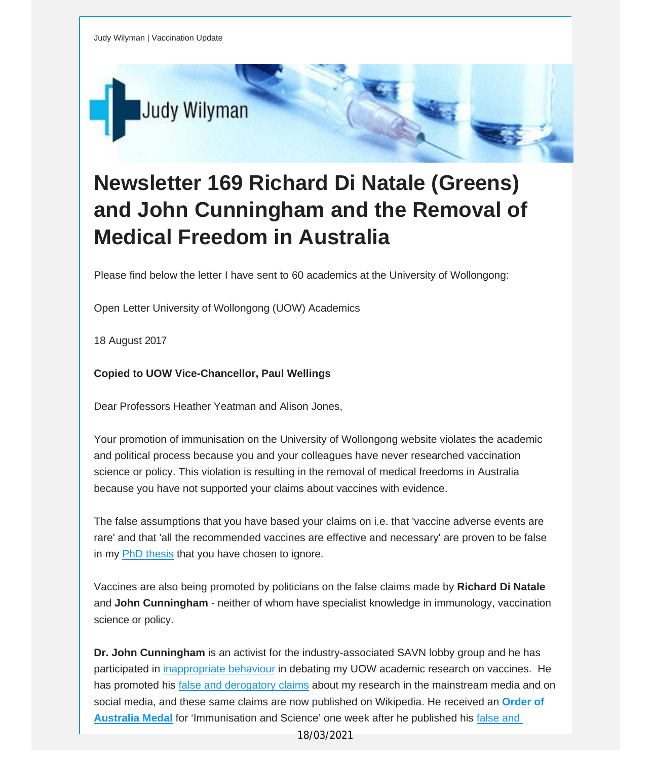Judy Wilyman | Vaccination Update

# Newsletter 169 Richard Di Natale (Greens) and John Cunningham and the Removal of Medical Freedom in Australia

Please find below the letter I have sent to 60 academics at the University of Wollongong:

Open Letter University of Wollongong (UOW) Academics

18 August 2017

**Copied to UOW Vice-Chancellor, Paul Wellings**

Dear Professors Heather Yeatman and Alison Jones,

Your promotion of immunisation on the University of Wollongong website violates the academic and political process because you and your colleagues have never researched vaccination science or policy. This violation is resulting in the removal of medical freedoms in Australia because you have not supported your claims about vaccines with evidence.

The false assumptions that you have based your claims on i.e. that 'vaccine adverse events are rare' and that 'all the recommended vaccines are effective and necessary' are proven to be false in my PhD thesis that you have chosen to ignore.

Vaccines are also being promoted by politicians on the false claims made by **Richard Di Natale** and **John Cunningham** - neither of whom have specialist knowledge in immunology, vaccination science or policy.

**Dr. John Cunningham** is an activist for the industry-associated SAVN lobby group and he has participated in inappropriate behaviour in debating my UOW academic research on vaccines. He has promoted his false and derogatory claims about my research in the mainstream media and on social media, and these same claims are now published on Wikipedia. He received an **Order of Australia Medal** for 'Immunisation and Science' one week after he published his false and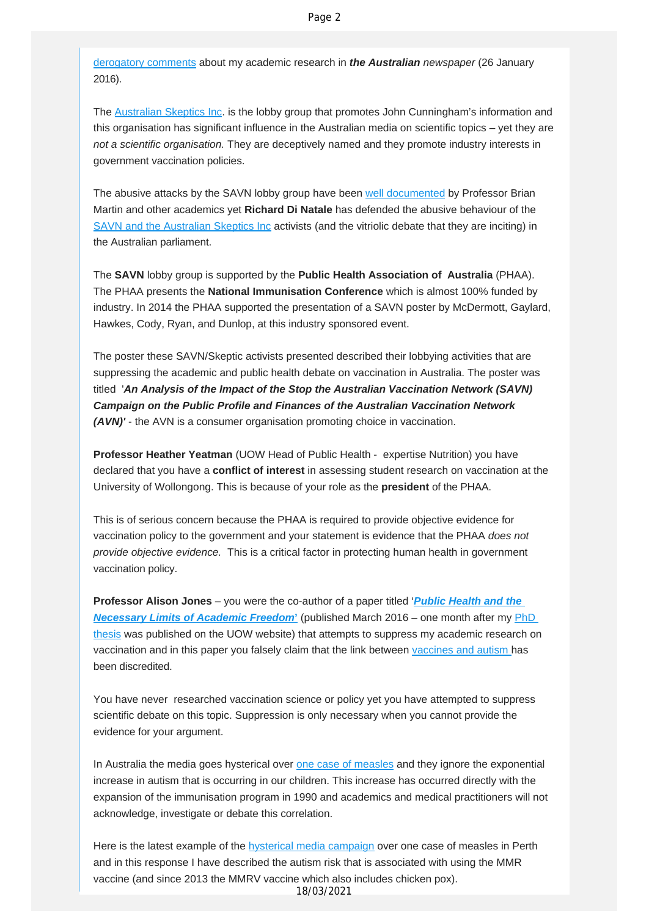derogatory comments about my academic research in ***the Australian*** *newspaper* (26 January 2016).

The Australian Skeptics Inc. is the lobby group that promotes John Cunningham's information and this organisation has significant influence in the Australian media on scientific topics – yet they are *not a scientific organisation.* They are deceptively named and they promote industry interests in government vaccination policies.

The abusive attacks by the SAVN lobby group have been well documented by Professor Brian Martin and other academics yet **Richard Di Natale** has defended the abusive behaviour of the SAVN and the Australian Skeptics Inc activists (and the vitriolic debate that they are inciting) in the Australian parliament.

The **SAVN** lobby group is supported by the **Public Health Association of Australia** (PHAA). The PHAA presents the **National Immunisation Conference** which is almost 100% funded by industry. In 2014 the PHAA supported the presentation of a SAVN poster by McDermott, Gaylard, Hawkes, Cody, Ryan, and Dunlop, at this industry sponsored event.

The poster these SAVN/Skeptic activists presented described their lobbying activities that are suppressing the academic and public health debate on vaccination in Australia. The poster was titled '***An Analysis of the Impact of the Stop the Australian Vaccination Network (SAVN) Campaign on the Public Profile and Finances of the Australian Vaccination Network (AVN)'*** - the AVN is a consumer organisation promoting choice in vaccination.

**Professor Heather Yeatman** (UOW Head of Public Health - expertise Nutrition) you have declared that you have a **conflict of interest** in assessing student research on vaccination at the University of Wollongong. This is because of your role as the **president** of the PHAA.

This is of serious concern because the PHAA is required to provide objective evidence for vaccination policy to the government and your statement is evidence that the PHAA *does not provide objective evidence.* This is a critical factor in protecting human health in government vaccination policy.

**Professor Alison Jones** – you were the co-author of a paper titled '***Public Health and the Necessary Limits of Academic Freedom*'** (published March 2016 – one month after my PhD thesis was published on the UOW website) that attempts to suppress my academic research on vaccination and in this paper you falsely claim that the link between vaccines and autism has been discredited.

You have never researched vaccination science or policy yet you have attempted to suppress scientific debate on this topic. Suppression is only necessary when you cannot provide the evidence for your argument.

In Australia the media goes hysterical over one case of measles and they ignore the exponential increase in autism that is occurring in our children. This increase has occurred directly with the expansion of the immunisation program in 1990 and academics and medical practitioners will not acknowledge, investigate or debate this correlation.

Here is the latest example of the hysterical media campaign over one case of measles in Perth and in this response I have described the autism risk that is associated with using the MMR vaccine (and since 2013 the MMRV vaccine which also includes chicken pox).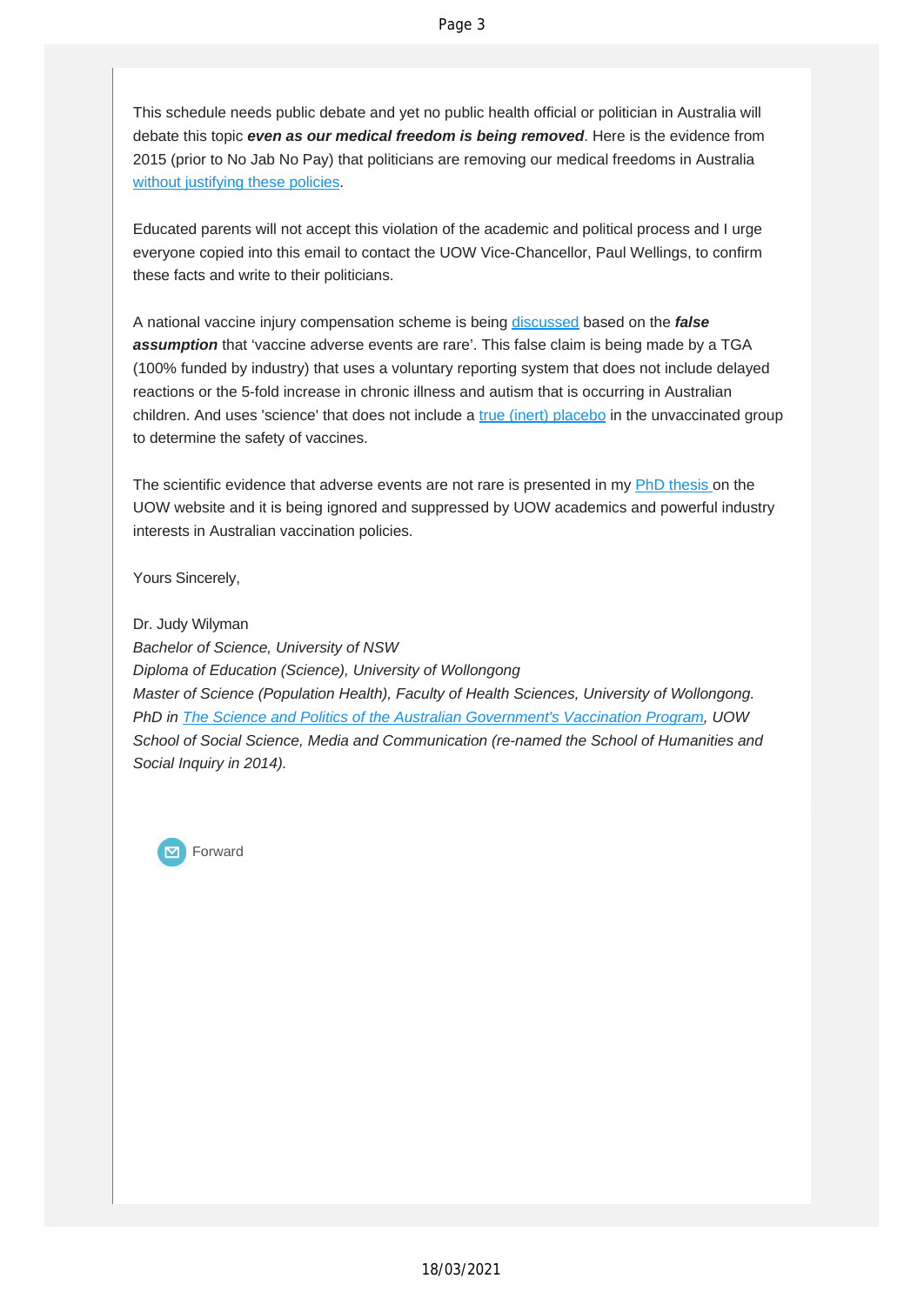This schedule needs public debate and yet no public health official or politician in Australia will debate this topic ***even as our medical freedom is being removed***. Here is the evidence from 2015 (prior to No Jab No Pay) that politicians are removing our medical freedoms in Australia without justifying these policies.

Educated parents will not accept this violation of the academic and political process and I urge everyone copied into this email to contact the UOW Vice-Chancellor, Paul Wellings, to confirm these facts and write to their politicians.

A national vaccine injury compensation scheme is being discussed based on the ***false assumption*** that 'vaccine adverse events are rare'. This false claim is being made by a TGA (100% funded by industry) that uses a voluntary reporting system that does not include delayed reactions or the 5-fold increase in chronic illness and autism that is occurring in Australian children. And uses 'science' that does not include a true (inert) placebo in the unvaccinated group to determine the safety of vaccines.

The scientific evidence that adverse events are not rare is presented in my PhD thesis on the UOW website and it is being ignored and suppressed by UOW academics and powerful industry interests in Australian vaccination policies.

Yours Sincerely,

Dr. Judy Wilyman
*Bachelor of Science, University of NSW*
*Diploma of Education (Science), University of Wollongong*
*Master of Science (Population Health), Faculty of Health Sciences, University of Wollongong.*
*PhD in The Science and Politics of the Australian Government's Vaccination Program, UOW School of Social Science, Media and Communication (re-named the School of Humanities and Social Inquiry in 2014).*

Forward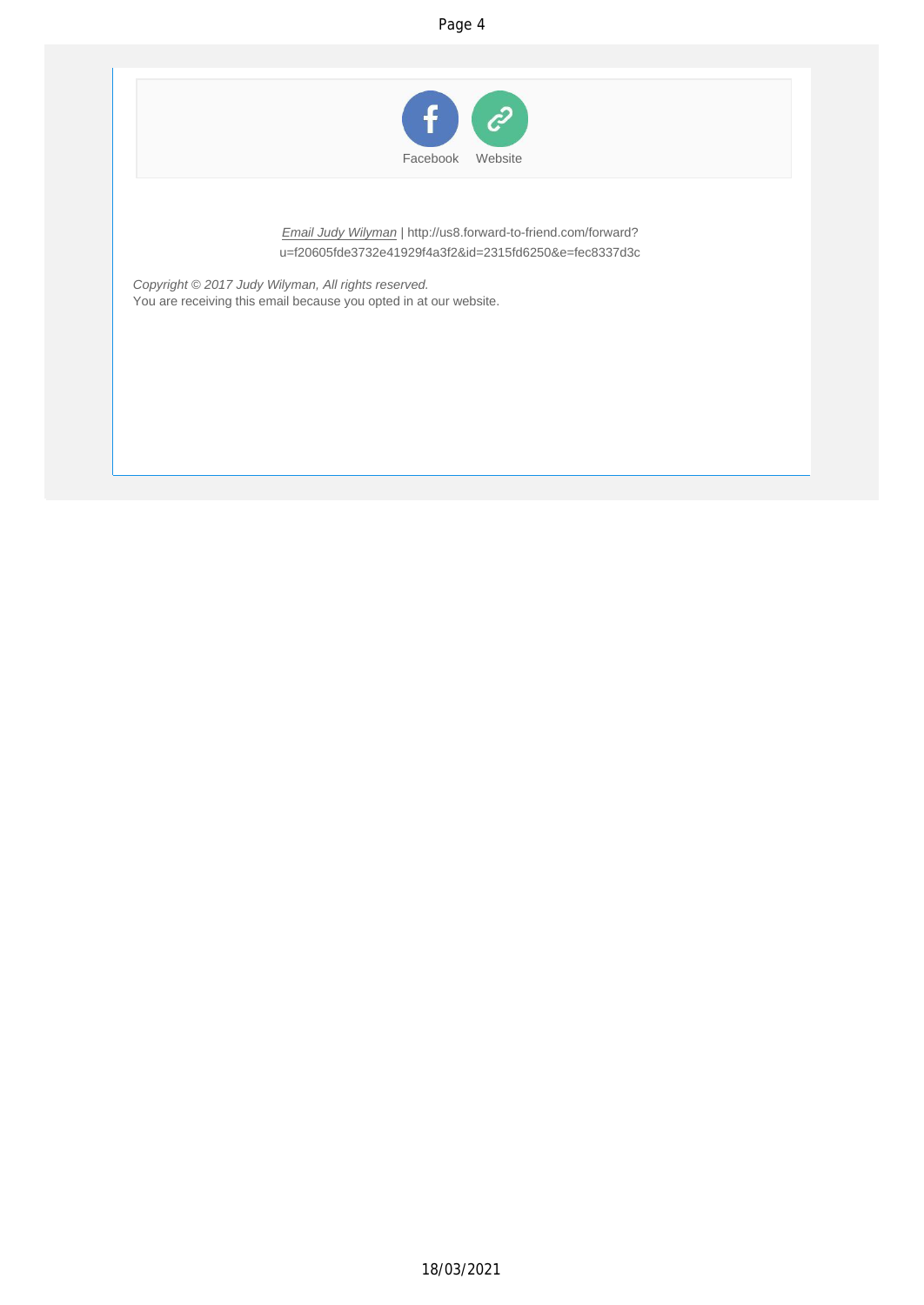Facebook Website

*Email Judy Wilyman* | http://us8.forward-to-friend.com/forward?u=f20605fde3732e41929f4a3f2&id=2315fd6250&e=fec8337d3c

*Copyright © 2017 Judy Wilyman, All rights reserved.*
You are receiving this email because you opted in at our website.